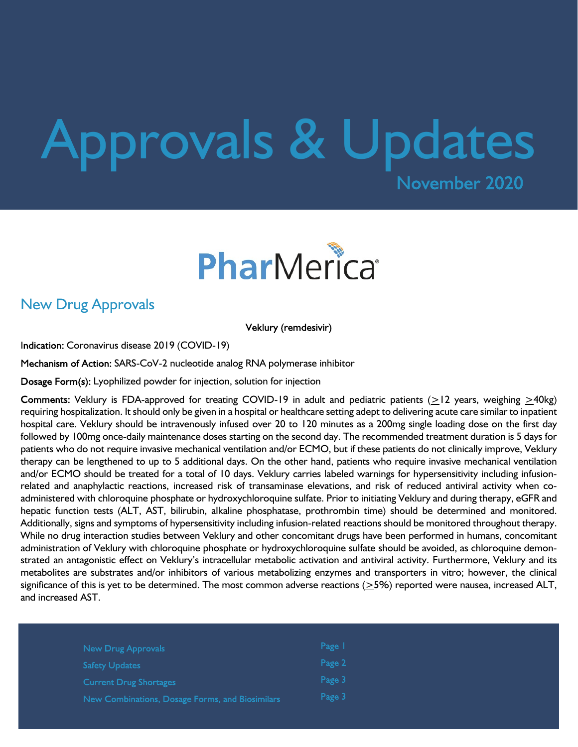# Approvals & Updates

November 2020

PharMerica

## New Drug Approvals

**Veklury (remdesivir)**

**Indication:** Coronavirus disease 2019 (COVID-19)

**Mechanism of Action:** SARS-CoV-2 nucleotide analog RNA polymerase inhibitor

**Dosage Form(s):** Lyophilized powder for injection, solution for injection

**Comments:** Veklury is FDA-approved for treating COVID-19 in adult and pediatric patients (≥12 years, weighing ≥40kg) requiring hospitalization. It should only be given in a hospital or healthcare setting adept to delivering acute care similar to inpatient hospital care. Veklury should be intravenously infused over 20 to 120 minutes as a 200mg single loading dose on the first day followed by 100mg once-daily maintenance doses starting on the second day. The recommended treatment duration is 5 days for patients who do not require invasive mechanical ventilation and/or ECMO, but if these patients do not clinically improve, Veklury therapy can be lengthened to up to 5 additional days. On the other hand, patients who require invasive mechanical ventilation and/or ECMO should be treated for a total of 10 days. Veklury carries labeled warnings for hypersensitivity including infusion-related and anaphylactic reactions, increased risk of transaminase elevations, and risk of reduced antiviral activity when co-administered with chloroquine phosphate or hydroxychloroquine sulfate. Prior to initiating Veklury and during therapy, eGFR and hepatic function tests (ALT, AST, bilirubin, alkaline phosphatase, prothrombin time) should be determined and monitored. Additionally, signs and symptoms of hypersensitivity including infusion-related reactions should be monitored throughout therapy. While no drug interaction studies between Veklury and other concomitant drugs have been performed in humans, concomitant administration of Veklury with chloroquine phosphate or hydroxychloroquine sulfate should be avoided, as chloroquine demonstrated an antagonistic effect on Veklury's intracellular metabolic activation and antiviral activity. Furthermore, Veklury and its metabolites are substrates and/or inhibitors of various metabolizing enzymes and transporters in vitro; however, the clinical significance of this is yet to be determined. The most common adverse reactions (≥5%) reported were nausea, increased ALT, and increased AST.

| | |
|---|---|
| New Drug Approvals | Page 1 |
| Safety Updates | Page 2 |
| Current Drug Shortages | Page 3 |
| New Combinations, Dosage Forms, and Biosimilars | Page 3 |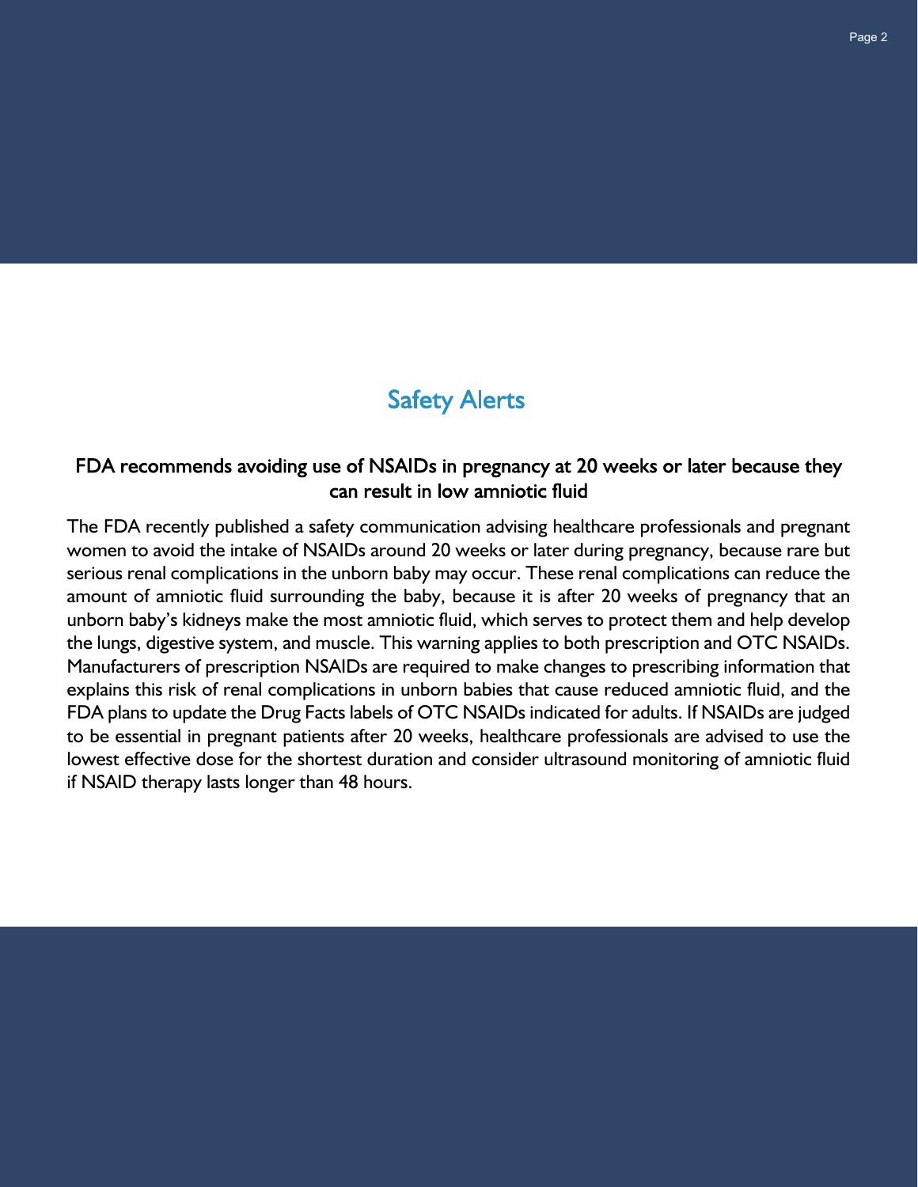# Safety Alerts

## FDA recommends avoiding use of NSAIDs in pregnancy at 20 weeks or later because they can result in low amniotic fluid

The FDA recently published a safety communication advising healthcare professionals and pregnant women to avoid the intake of NSAIDs around 20 weeks or later during pregnancy, because rare but serious renal complications in the unborn baby may occur. These renal complications can reduce the amount of amniotic fluid surrounding the baby, because it is after 20 weeks of pregnancy that an unborn baby's kidneys make the most amniotic fluid, which serves to protect them and help develop the lungs, digestive system, and muscle. This warning applies to both prescription and OTC NSAIDs. Manufacturers of prescription NSAIDs are required to make changes to prescribing information that explains this risk of renal complications in unborn babies that cause reduced amniotic fluid, and the FDA plans to update the Drug Facts labels of OTC NSAIDs indicated for adults. If NSAIDs are judged to be essential in pregnant patients after 20 weeks, healthcare professionals are advised to use the lowest effective dose for the shortest duration and consider ultrasound monitoring of amniotic fluid if NSAID therapy lasts longer than 48 hours.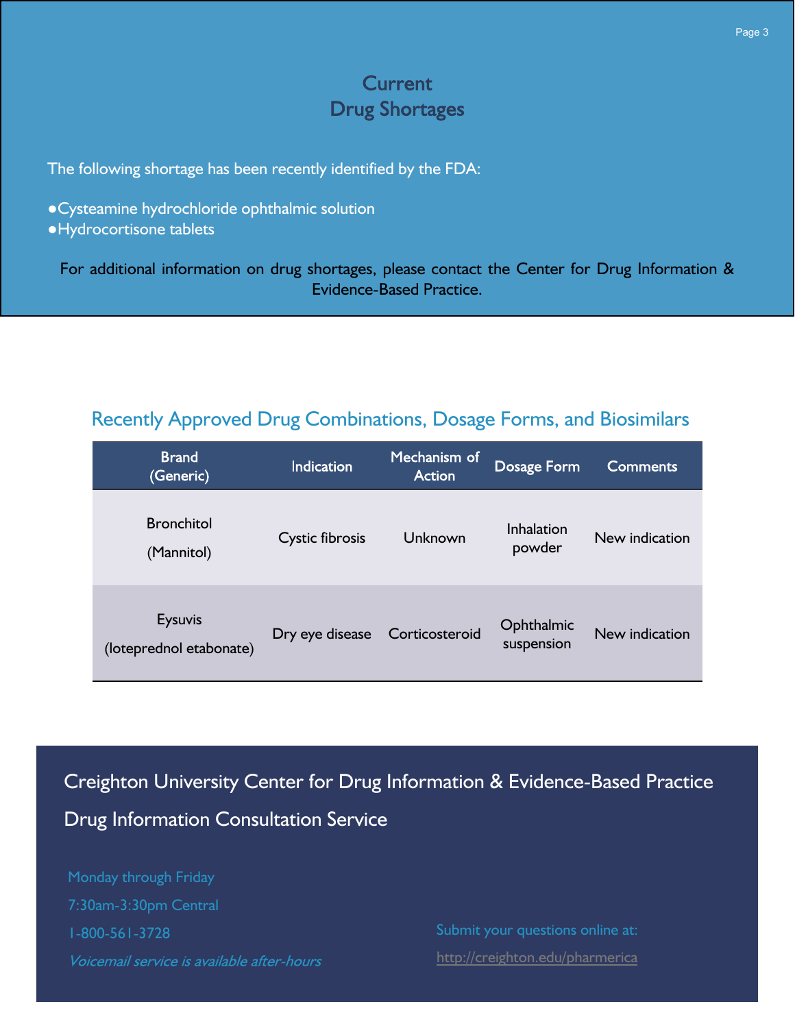## Current Drug Shortages

The following shortage has been recently identified by the FDA:

- Cysteamine hydrochloride ophthalmic solution
- Hydrocortisone tablets

For additional information on drug shortages, please contact the Center for Drug Information & Evidence-Based Practice.

## Recently Approved Drug Combinations, Dosage Forms, and Biosimilars

| Brand (Generic) | Indication | Mechanism of Action | Dosage Form | Comments |
| --- | --- | --- | --- | --- |
| Bronchitol (Mannitol) | Cystic fibrosis | Unknown | Inhalation powder | New indication |
| Eysuvis (loteprednol etabonate) | Dry eye disease | Corticosteroid | Ophthalmic suspension | New indication |

Creighton University Center for Drug Information & Evidence-Based Practice

Drug Information Consultation Service

Monday through Friday

7:30am-3:30pm Central

1-800-561-3728

*Voicemail service is available after-hours*

Submit your questions online at:

http://creighton.edu/pharmerica